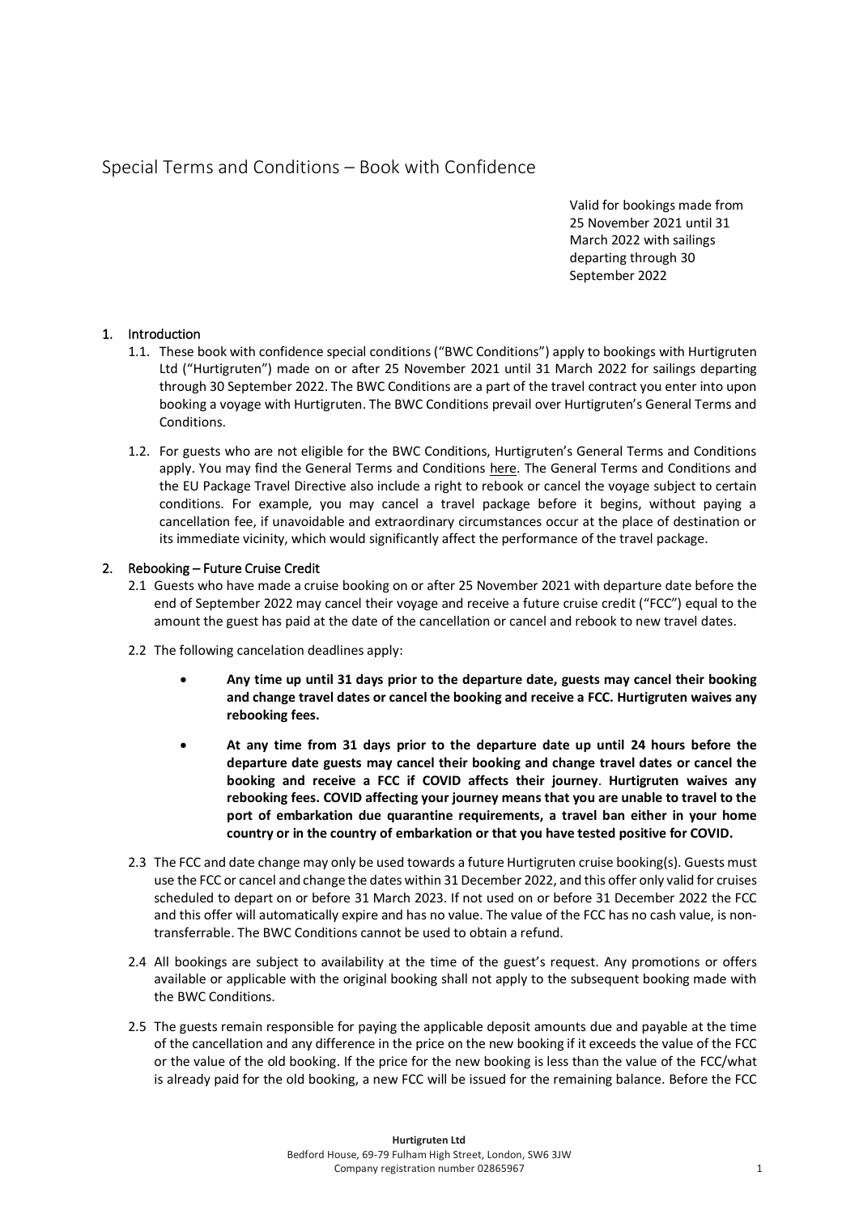# Special Terms and Conditions – Book with Confidence

Valid for bookings made from 25 November 2021 until 31 March 2022 with sailings departing through 30 September 2022

## 1. Introduction

1.1. These book with confidence special conditions ("BWC Conditions") apply to bookings with Hurtigruten Ltd ("Hurtigruten") made on or after 25 November 2021 until 31 March 2022 for sailings departing through 30 September 2022. The BWC Conditions are a part of the travel contract you enter into upon booking a voyage with Hurtigruten. The BWC Conditions prevail over Hurtigruten's General Terms and Conditions.

1.2. For guests who are not eligible for the BWC Conditions, Hurtigruten's General Terms and Conditions apply. You may find the General Terms and Conditions here. The General Terms and Conditions and the EU Package Travel Directive also include a right to rebook or cancel the voyage subject to certain conditions. For example, you may cancel a travel package before it begins, without paying a cancellation fee, if unavoidable and extraordinary circumstances occur at the place of destination or its immediate vicinity, which would significantly affect the performance of the travel package.

## 2. Rebooking – Future Cruise Credit

2.1 Guests who have made a cruise booking on or after 25 November 2021 with departure date before the end of September 2022 may cancel their voyage and receive a future cruise credit ("FCC") equal to the amount the guest has paid at the date of the cancellation or cancel and rebook to new travel dates.

2.2 The following cancelation deadlines apply:

- **Any time up until 31 days prior to the departure date, guests may cancel their booking and change travel dates or cancel the booking and receive a FCC. Hurtigruten waives any rebooking fees.**
- **At any time from 31 days prior to the departure date up until 24 hours before the departure date guests may cancel their booking and change travel dates or cancel the booking and receive a FCC if COVID affects their journey**. **Hurtigruten waives any rebooking fees. COVID affecting your journey means that you are unable to travel to the port of embarkation due quarantine requirements, a travel ban either in your home country or in the country of embarkation or that you have tested positive for COVID.**

2.3 The FCC and date change may only be used towards a future Hurtigruten cruise booking(s). Guests must use the FCC or cancel and change the dates within 31 December 2022, and this offer only valid for cruises scheduled to depart on or before 31 March 2023. If not used on or before 31 December 2022 the FCC and this offer will automatically expire and has no value. The value of the FCC has no cash value, is non-transferrable. The BWC Conditions cannot be used to obtain a refund.

2.4 All bookings are subject to availability at the time of the guest's request. Any promotions or offers available or applicable with the original booking shall not apply to the subsequent booking made with the BWC Conditions.

2.5 The guests remain responsible for paying the applicable deposit amounts due and payable at the time of the cancellation and any difference in the price on the new booking if it exceeds the value of the FCC or the value of the old booking. If the price for the new booking is less than the value of the FCC/what is already paid for the old booking, a new FCC will be issued for the remaining balance. Before the FCC

**Hurtigruten Ltd**
Bedford House, 69-79 Fulham High Street, London, SW6 3JW
Company registration number 02865967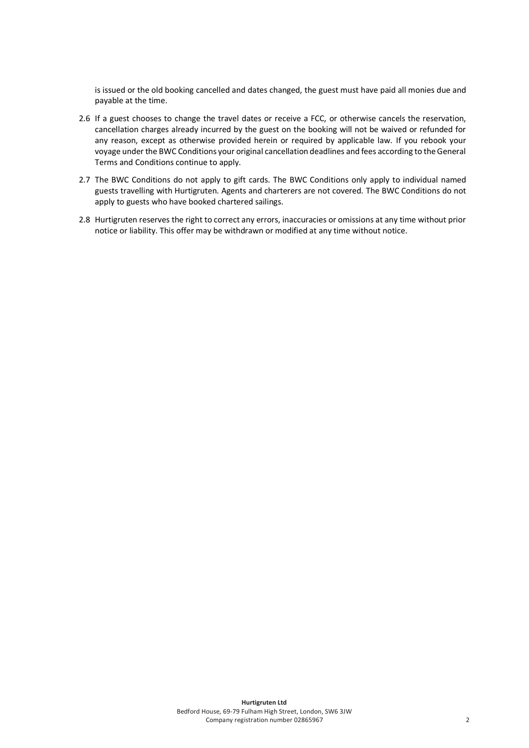is issued or the old booking cancelled and dates changed, the guest must have paid all monies due and payable at the time.

2.6 If a guest chooses to change the travel dates or receive a FCC, or otherwise cancels the reservation, cancellation charges already incurred by the guest on the booking will not be waived or refunded for any reason, except as otherwise provided herein or required by applicable law. If you rebook your voyage under the BWC Conditions your original cancellation deadlines and fees according to the General Terms and Conditions continue to apply.

2.7 The BWC Conditions do not apply to gift cards. The BWC Conditions only apply to individual named guests travelling with Hurtigruten. Agents and charterers are not covered. The BWC Conditions do not apply to guests who have booked chartered sailings.

2.8 Hurtigruten reserves the right to correct any errors, inaccuracies or omissions at any time without prior notice or liability. This offer may be withdrawn or modified at any time without notice.

**Hurtigruten Ltd**
Bedford House, 69-79 Fulham High Street, London, SW6 3JW
Company registration number 02865967